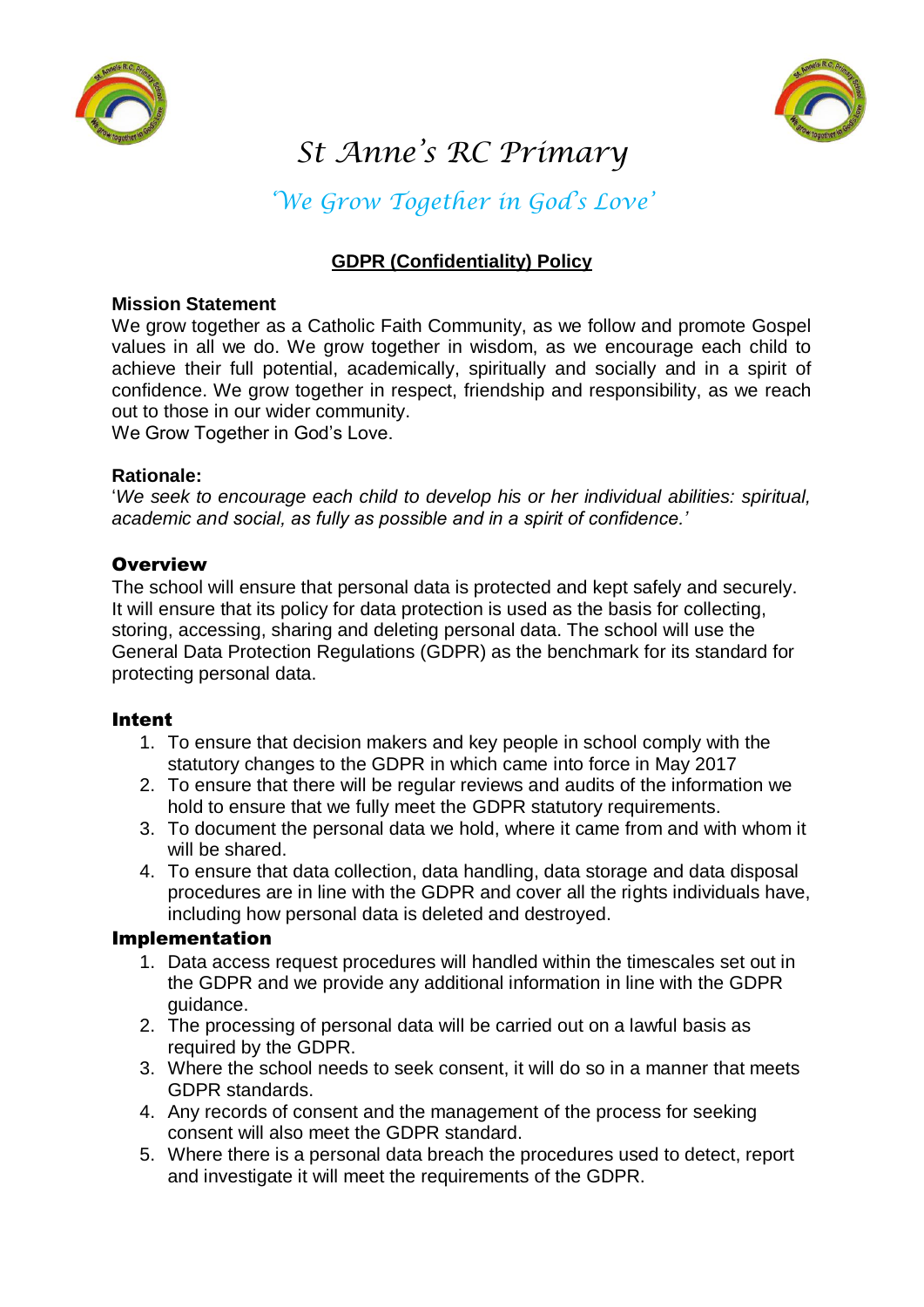# St Anne's RC Primary

*'We Grow Together in God's Love'*

## GDPR (Confidentiality) Policy

**Mission Statement**

We grow together as a Catholic Faith Community, as we follow and promote Gospel values in all we do. We grow together in wisdom, as we encourage each child to achieve their full potential, academically, spiritually and socially and in a spirit of confidence. We grow together in respect, friendship and responsibility, as we reach out to those in our wider community.

We Grow Together in God's Love.

**Rationale:**

'*We seek to encourage each child to develop his or her individual abilities: spiritual, academic and social, as fully as possible and in a spirit of confidence.'*

### Overview

The school will ensure that personal data is protected and kept safely and securely. It will ensure that its policy for data protection is used as the basis for collecting, storing, accessing, sharing and deleting personal data. The school will use the General Data Protection Regulations (GDPR) as the benchmark for its standard for protecting personal data.

### Intent

1. To ensure that decision makers and key people in school comply with the statutory changes to the GDPR in which came into force in May 2017
2. To ensure that there will be regular reviews and audits of the information we hold to ensure that we fully meet the GDPR statutory requirements.
3. To document the personal data we hold, where it came from and with whom it will be shared.
4. To ensure that data collection, data handling, data storage and data disposal procedures are in line with the GDPR and cover all the rights individuals have, including how personal data is deleted and destroyed.

### Implementation

1. Data access request procedures will handled within the timescales set out in the GDPR and we provide any additional information in line with the GDPR guidance.
2. The processing of personal data will be carried out on a lawful basis as required by the GDPR.
3. Where the school needs to seek consent, it will do so in a manner that meets GDPR standards.
4. Any records of consent and the management of the process for seeking consent will also meet the GDPR standard.
5. Where there is a personal data breach the procedures used to detect, report and investigate it will meet the requirements of the GDPR.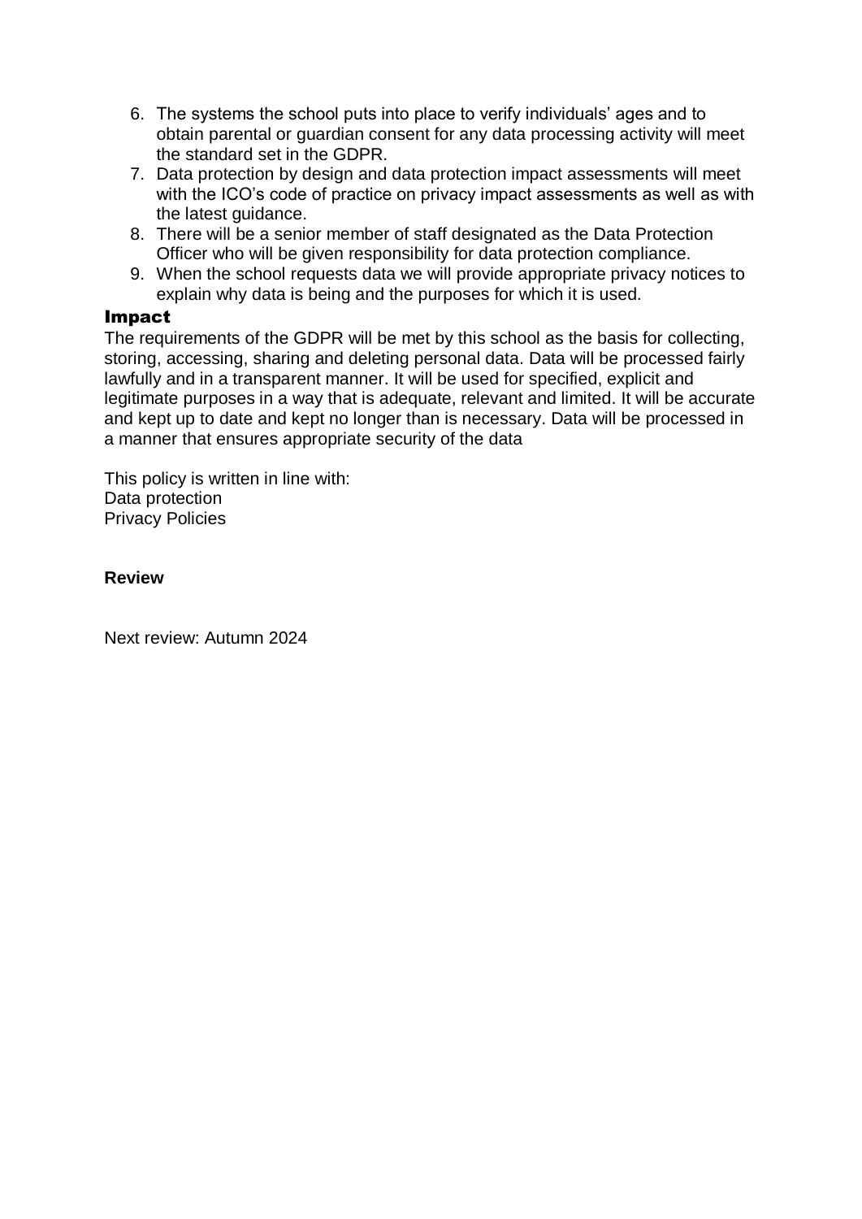6. The systems the school puts into place to verify individuals' ages and to obtain parental or guardian consent for any data processing activity will meet the standard set in the GDPR.
7. Data protection by design and data protection impact assessments will meet with the ICO's code of practice on privacy impact assessments as well as with the latest guidance.
8. There will be a senior member of staff designated as the Data Protection Officer who will be given responsibility for data protection compliance.
9. When the school requests data we will provide appropriate privacy notices to explain why data is being and the purposes for which it is used.

## Impact

The requirements of the GDPR will be met by this school as the basis for collecting, storing, accessing, sharing and deleting personal data. Data will be processed fairly lawfully and in a transparent manner. It will be used for specified, explicit and legitimate purposes in a way that is adequate, relevant and limited. It will be accurate and kept up to date and kept no longer than is necessary. Data will be processed in a manner that ensures appropriate security of the data

This policy is written in line with:
Data protection
Privacy Policies

**Review**

Next review: Autumn 2024